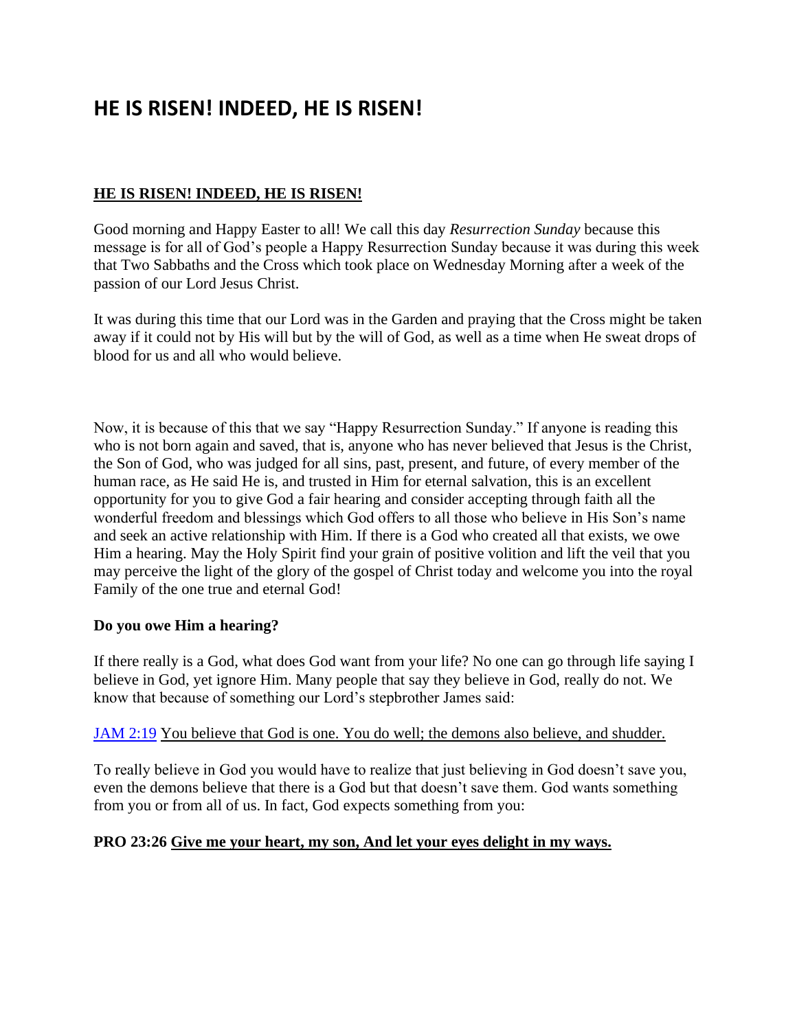# HE IS RISEN! INDEED, HE IS RISEN!

**HE IS RISEN! INDEED, HE IS RISEN!**

Good morning and Happy Easter to all! We call this day *Resurrection Sunday* because this message is for all of God's people a Happy Resurrection Sunday because it was during this week that Two Sabbaths and the Cross which took place on Wednesday Morning after a week of the passion of our Lord Jesus Christ.

It was during this time that our Lord was in the Garden and praying that the Cross might be taken away if it could not by His will but by the will of God, as well as a time when He sweat drops of blood for us and all who would believe.

Now, it is because of this that we say "Happy Resurrection Sunday." If anyone is reading this who is not born again and saved, that is, anyone who has never believed that Jesus is the Christ, the Son of God, who was judged for all sins, past, present, and future, of every member of the human race, as He said He is, and trusted in Him for eternal salvation, this is an excellent opportunity for you to give God a fair hearing and consider accepting through faith all the wonderful freedom and blessings which God offers to all those who believe in His Son's name and seek an active relationship with Him. If there is a God who created all that exists, we owe Him a hearing. May the Holy Spirit find your grain of positive volition and lift the veil that you may perceive the light of the glory of the gospel of Christ today and welcome you into the royal Family of the one true and eternal God!

**Do you owe Him a hearing?**

If there really is a God, what does God want from your life? No one can go through life saying I believe in God, yet ignore Him. Many people that say they believe in God, really do not. We know that because of something our Lord's stepbrother James said:

JAM 2:19 You believe that God is one. You do well; the demons also believe, and shudder.

To really believe in God you would have to realize that just believing in God doesn't save you, even the demons believe that there is a God but that doesn't save them. God wants something from you or from all of us. In fact, God expects something from you:

**PRO 23:26 Give me your heart, my son, And let your eyes delight in my ways.**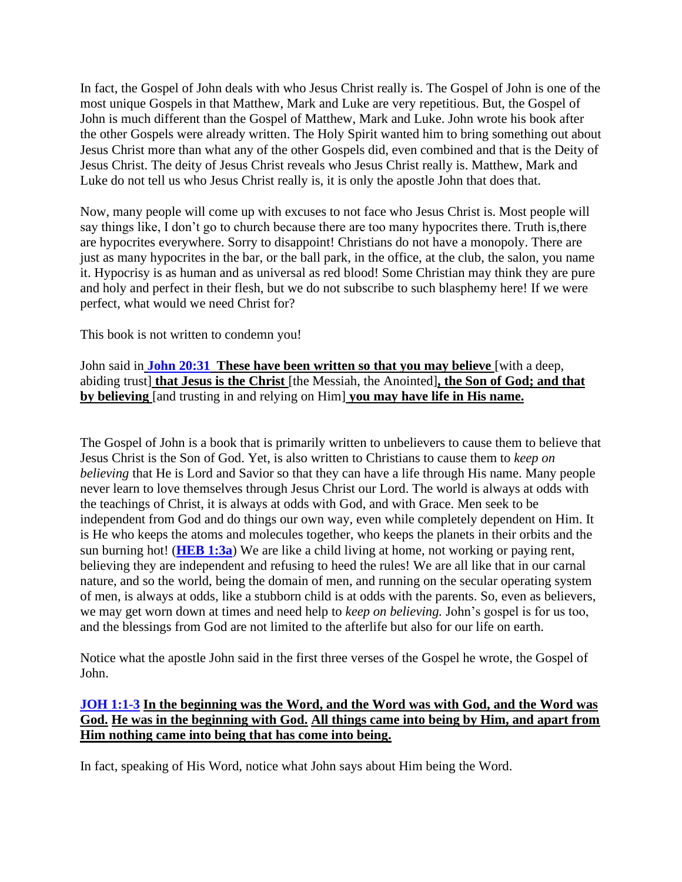In fact, the Gospel of John deals with who Jesus Christ really is. The Gospel of John is one of the most unique Gospels in that Matthew, Mark and Luke are very repetitious. But, the Gospel of John is much different than the Gospel of Matthew, Mark and Luke. John wrote his book after the other Gospels were already written. The Holy Spirit wanted him to bring something out about Jesus Christ more than what any of the other Gospels did, even combined and that is the Deity of Jesus Christ. The deity of Jesus Christ reveals who Jesus Christ really is. Matthew, Mark and Luke do not tell us who Jesus Christ really is, it is only the apostle John that does that.

Now, many people will come up with excuses to not face who Jesus Christ is. Most people will say things like, I don't go to church because there are too many hypocrites there. Truth is,there are hypocrites everywhere. Sorry to disappoint! Christians do not have a monopoly. There are just as many hypocrites in the bar, or the ball park, in the office, at the club, the salon, you name it. Hypocrisy is as human and as universal as red blood! Some Christian may think they are pure and holy and perfect in their flesh, but we do not subscribe to such blasphemy here! If we were perfect, what would we need Christ for?

This book is not written to condemn you!

John said in **John 20:31** **These have been written so that you may believe** [with a deep, abiding trust] **that Jesus is the Christ** [the Messiah, the Anointed]**, the Son of God; and that by believing** [and trusting in and relying on Him] **you may have life in His name.**

The Gospel of John is a book that is primarily written to unbelievers to cause them to believe that Jesus Christ is the Son of God. Yet, is also written to Christians to cause them to *keep on believing* that He is Lord and Savior so that they can have a life through His name. Many people never learn to love themselves through Jesus Christ our Lord. The world is always at odds with the teachings of Christ, it is always at odds with God, and with Grace. Men seek to be independent from God and do things our own way, even while completely dependent on Him. It is He who keeps the atoms and molecules together, who keeps the planets in their orbits and the sun burning hot! (**HEB 1:3a**) We are like a child living at home, not working or paying rent, believing they are independent and refusing to heed the rules! We are all like that in our carnal nature, and so the world, being the domain of men, and running on the secular operating system of men, is always at odds, like a stubborn child is at odds with the parents. So, even as believers, we may get worn down at times and need help to *keep on believing.* John's gospel is for us too, and the blessings from God are not limited to the afterlife but also for our life on earth.

Notice what the apostle John said in the first three verses of the Gospel he wrote, the Gospel of John.

**JOH 1:1-3** **In the beginning was the Word, and the Word was with God, and the Word was God. He was in the beginning with God. All things came into being by Him, and apart from Him nothing came into being that has come into being.**

In fact, speaking of His Word, notice what John says about Him being the Word.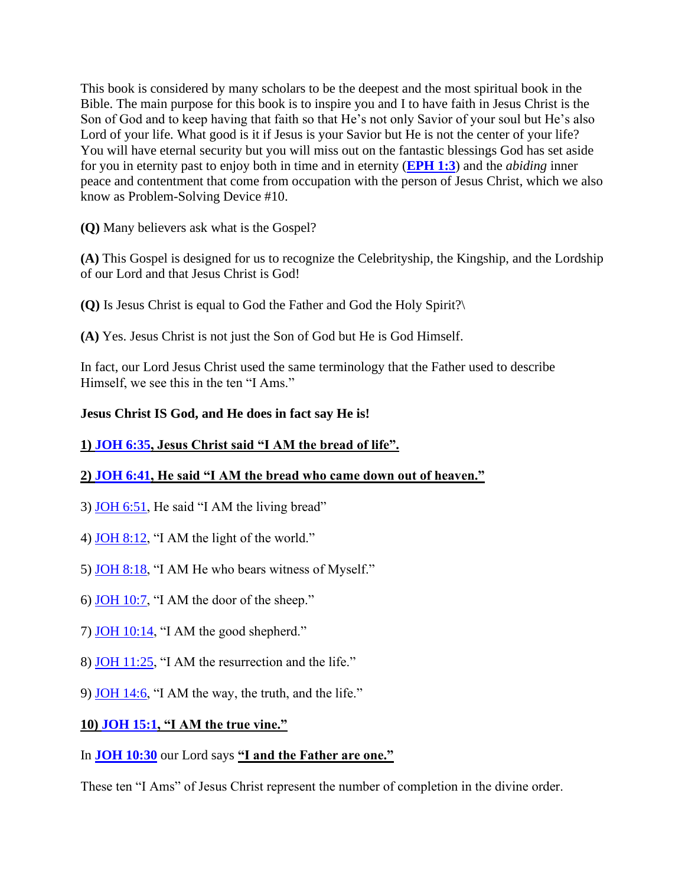This book is considered by many scholars to be the deepest and the most spiritual book in the Bible. The main purpose for this book is to inspire you and I to have faith in Jesus Christ is the Son of God and to keep having that faith so that He's not only Savior of your soul but He's also Lord of your life. What good is it if Jesus is your Savior but He is not the center of your life? You will have eternal security but you will miss out on the fantastic blessings God has set aside for you in eternity past to enjoy both in time and in eternity (**EPH 1:3**) and the *abiding* inner peace and contentment that come from occupation with the person of Jesus Christ, which we also know as Problem-Solving Device #10.

**(Q)** Many believers ask what is the Gospel?

**(A)** This Gospel is designed for us to recognize the Celebrityship, the Kingship, and the Lordship of our Lord and that Jesus Christ is God!

**(Q)** Is Jesus Christ is equal to God the Father and God the Holy Spirit?\

**(A)** Yes. Jesus Christ is not just the Son of God but He is God Himself.

In fact, our Lord Jesus Christ used the same terminology that the Father used to describe Himself, we see this in the ten "I Ams."

**Jesus Christ IS God, and He does in fact say He is!**

**1) JOH 6:35, Jesus Christ said "I AM the bread of life".**

**2) JOH 6:41, He said "I AM the bread who came down out of heaven."**

3) JOH 6:51, He said "I AM the living bread"

4) JOH 8:12, "I AM the light of the world."

5) JOH 8:18, "I AM He who bears witness of Myself."

6) JOH 10:7, "I AM the door of the sheep."

7) JOH 10:14, "I AM the good shepherd."

8) JOH 11:25, "I AM the resurrection and the life."

9) JOH 14:6, "I AM the way, the truth, and the life."

**10) JOH 15:1, "I AM the true vine."**

In **JOH 10:30** our Lord says **"I and the Father are one."**

These ten "I Ams" of Jesus Christ represent the number of completion in the divine order.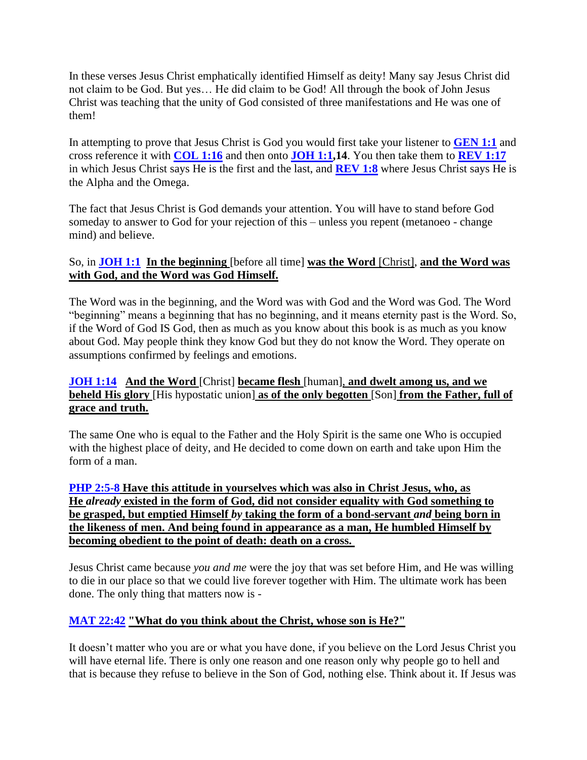In these verses Jesus Christ emphatically identified Himself as deity! Many say Jesus Christ did not claim to be God. But yes… He did claim to be God! All through the book of John Jesus Christ was teaching that the unity of God consisted of three manifestations and He was one of them!

In attempting to prove that Jesus Christ is God you would first take your listener to **GEN 1:1** and cross reference it with **COL 1:16** and then onto **JOH 1:1,14**. You then take them to **REV 1:17** in which Jesus Christ says He is the first and the last, and **REV 1:8** where Jesus Christ says He is the Alpha and the Omega.

The fact that Jesus Christ is God demands your attention. You will have to stand before God someday to answer to God for your rejection of this – unless you repent (metanoeo - change mind) and believe.

So, in **JOH 1:1** **In the beginning** [before all time] **was the Word** [Christ], **and the Word was with God, and the Word was God Himself.**

The Word was in the beginning, and the Word was with God and the Word was God. The Word "beginning" means a beginning that has no beginning, and it means eternity past is the Word. So, if the Word of God IS God, then as much as you know about this book is as much as you know about God. May people think they know God but they do not know the Word. They operate on assumptions confirmed by feelings and emotions.

**JOH 1:14** **And the Word** [Christ] **became flesh** [human]**, and dwelt among us, and we beheld His glory** [His hypostatic union] **as of the only begotten** [Son] **from the Father, full of grace and truth.**

The same One who is equal to the Father and the Holy Spirit is the same one Who is occupied with the highest place of deity, and He decided to come down on earth and take upon Him the form of a man.

**PHP 2:5-8** **Have this attitude in yourselves which was also in Christ Jesus, who, as He *already* existed in the form of God, did not consider equality with God something to be grasped, but emptied Himself *by* taking the form of a bond-servant *and* being born in the likeness of men. And being found in appearance as a man, He humbled Himself by becoming obedient to the point of death: death on a cross.**

Jesus Christ came because *you and me* were the joy that was set before Him, and He was willing to die in our place so that we could live forever together with Him. The ultimate work has been done. The only thing that matters now is -

**MAT 22:42** **"What do you think about the Christ, whose son is He?"**

It doesn't matter who you are or what you have done, if you believe on the Lord Jesus Christ you will have eternal life. There is only one reason and one reason only why people go to hell and that is because they refuse to believe in the Son of God, nothing else. Think about it. If Jesus was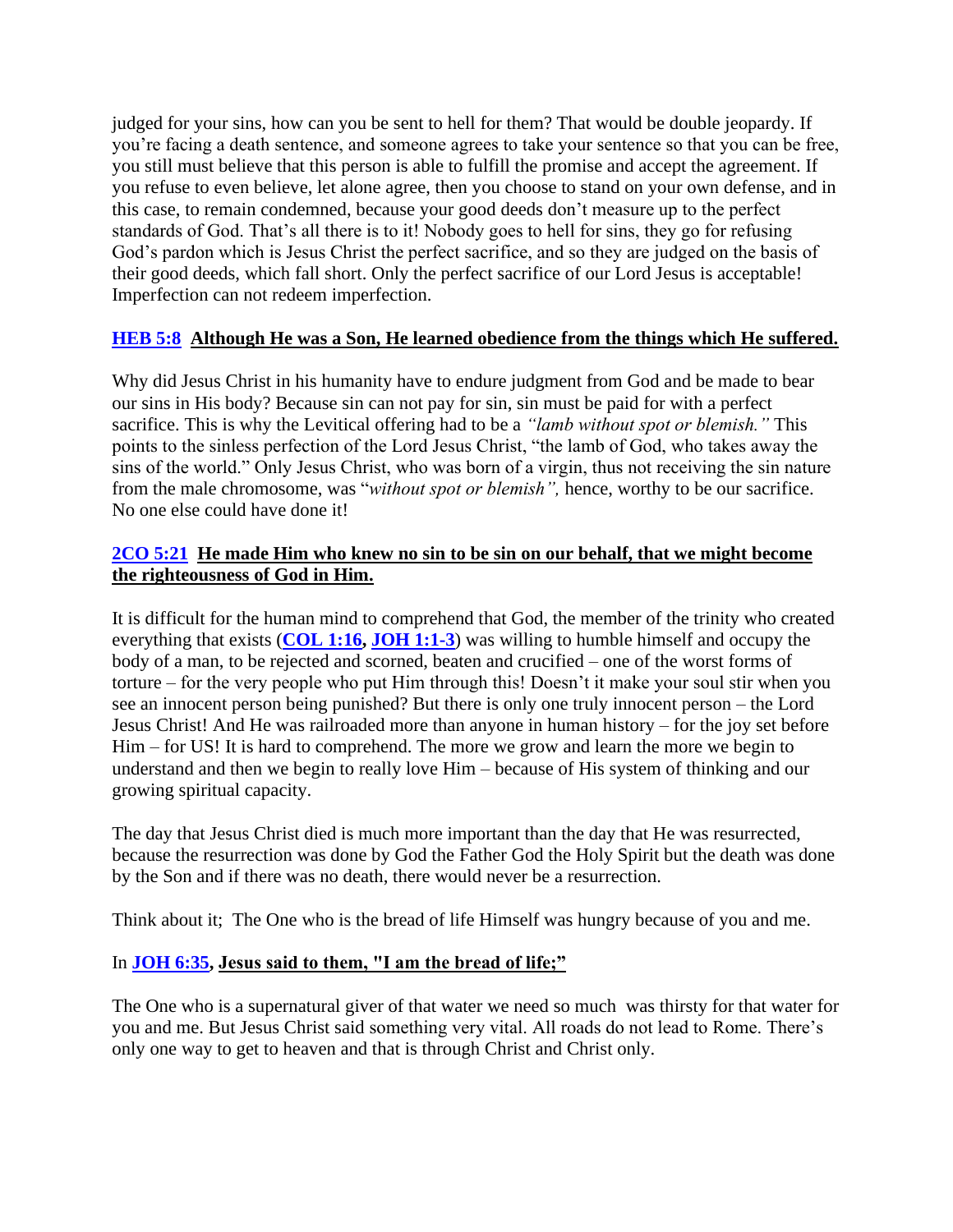judged for your sins, how can you be sent to hell for them? That would be double jeopardy. If you're facing a death sentence, and someone agrees to take your sentence so that you can be free, you still must believe that this person is able to fulfill the promise and accept the agreement. If you refuse to even believe, let alone agree, then you choose to stand on your own defense, and in this case, to remain condemned, because your good deeds don't measure up to the perfect standards of God. That's all there is to it! Nobody goes to hell for sins, they go for refusing God's pardon which is Jesus Christ the perfect sacrifice, and so they are judged on the basis of their good deeds, which fall short. Only the perfect sacrifice of our Lord Jesus is acceptable! Imperfection can not redeem imperfection.

**HEB 5:8** **Although He was a Son, He learned obedience from the things which He suffered.**

Why did Jesus Christ in his humanity have to endure judgment from God and be made to bear our sins in His body? Because sin can not pay for sin, sin must be paid for with a perfect sacrifice. This is why the Levitical offering had to be a *"lamb without spot or blemish."* This points to the sinless perfection of the Lord Jesus Christ, "the lamb of God, who takes away the sins of the world." Only Jesus Christ, who was born of a virgin, thus not receiving the sin nature from the male chromosome, was "*without spot or blemish",* hence, worthy to be our sacrifice. No one else could have done it!

**2CO 5:21** **He made Him who knew no sin to be sin on our behalf, that we might become the righteousness of God in Him.**

It is difficult for the human mind to comprehend that God, the member of the trinity who created everything that exists (**COL 1:16, JOH 1:1-3**) was willing to humble himself and occupy the body of a man, to be rejected and scorned, beaten and crucified – one of the worst forms of torture – for the very people who put Him through this! Doesn't it make your soul stir when you see an innocent person being punished? But there is only one truly innocent person – the Lord Jesus Christ! And He was railroaded more than anyone in human history – for the joy set before Him – for US! It is hard to comprehend. The more we grow and learn the more we begin to understand and then we begin to really love Him – because of His system of thinking and our growing spiritual capacity.

The day that Jesus Christ died is much more important than the day that He was resurrected, because the resurrection was done by God the Father God the Holy Spirit but the death was done by the Son and if there was no death, there would never be a resurrection.

Think about it; The One who is the bread of life Himself was hungry because of you and me.

In **JOH 6:35**, **Jesus said to them, "I am the bread of life;"**

The One who is a supernatural giver of that water we need so much was thirsty for that water for you and me. But Jesus Christ said something very vital. All roads do not lead to Rome. There's only one way to get to heaven and that is through Christ and Christ only.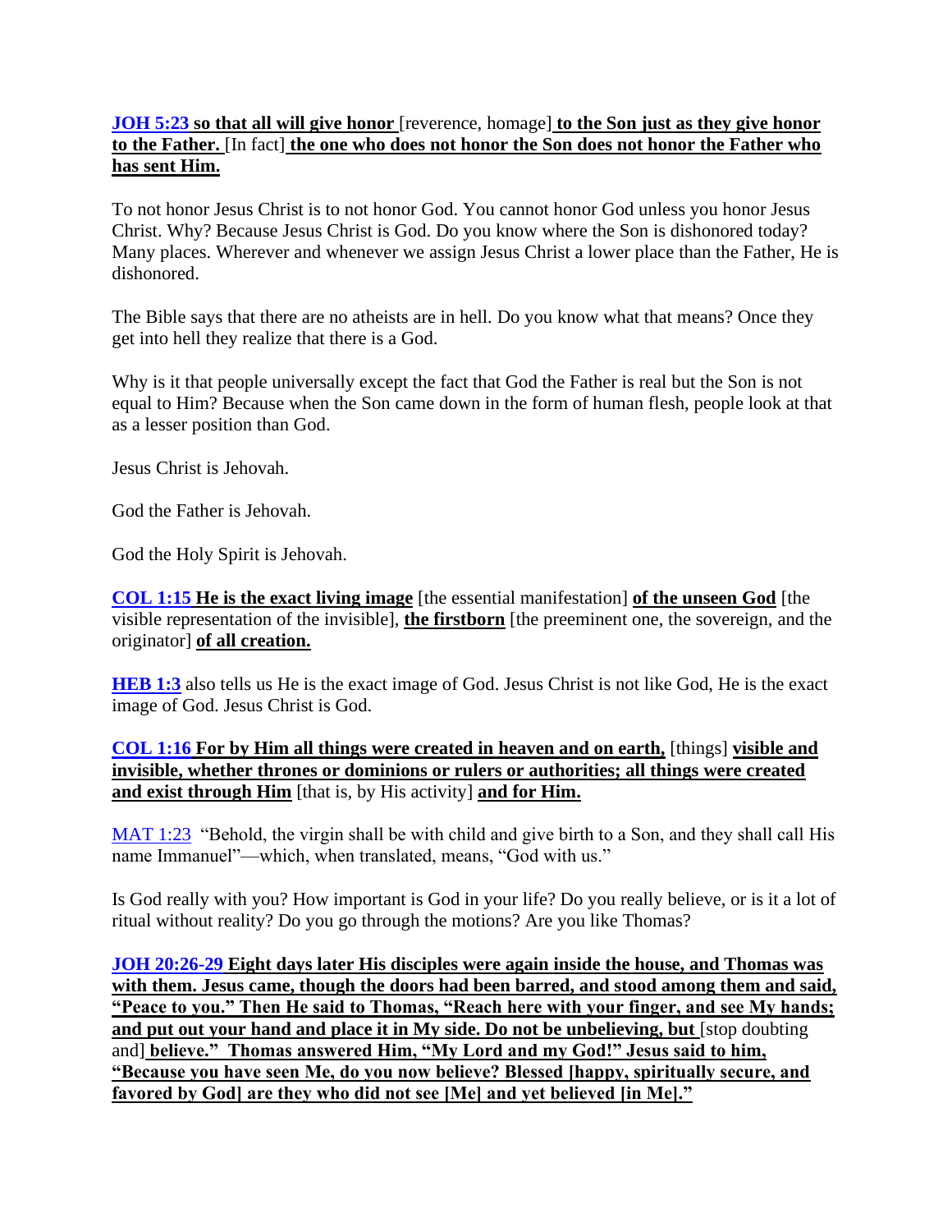**JOH 5:23 so that all will give honor** [reverence, homage] **to the Son just as they give honor to the Father.** [In fact] **the one who does not honor the Son does not honor the Father who has sent Him.**

To not honor Jesus Christ is to not honor God. You cannot honor God unless you honor Jesus Christ. Why? Because Jesus Christ is God. Do you know where the Son is dishonored today? Many places. Wherever and whenever we assign Jesus Christ a lower place than the Father, He is dishonored.

The Bible says that there are no atheists are in hell. Do you know what that means? Once they get into hell they realize that there is a God.

Why is it that people universally except the fact that God the Father is real but the Son is not equal to Him? Because when the Son came down in the form of human flesh, people look at that as a lesser position than God.

Jesus Christ is Jehovah.

God the Father is Jehovah.

God the Holy Spirit is Jehovah.

**COL 1:15 He is the exact living image** [the essential manifestation] **of the unseen God** [the visible representation of the invisible], **the firstborn** [the preeminent one, the sovereign, and the originator] **of all creation.**

**HEB 1:3** also tells us He is the exact image of God. Jesus Christ is not like God, He is the exact image of God. Jesus Christ is God.

**COL 1:16 For by Him all things were created in heaven and on earth,** [things] **visible and invisible, whether thrones or dominions or rulers or authorities; all things were created and exist through Him** [that is, by His activity] **and for Him.**

MAT 1:23 "Behold, the virgin shall be with child and give birth to a Son, and they shall call His name Immanuel"—which, when translated, means, "God with us."

Is God really with you? How important is God in your life? Do you really believe, or is it a lot of ritual without reality? Do you go through the motions? Are you like Thomas?

**JOH 20:26-29 Eight days later His disciples were again inside the house, and Thomas was with them. Jesus came, though the doors had been barred, and stood among them and said, "Peace to you." Then He said to Thomas, "Reach here with your finger, and see My hands; and put out your hand and place it in My side. Do not be unbelieving, but** [stop doubting and] **believe." Thomas answered Him, "My Lord and my God!" Jesus said to him, "Because you have seen Me, do you now believe? Blessed [happy, spiritually secure, and favored by God] are they who did not see [Me] and yet believed [in Me]."**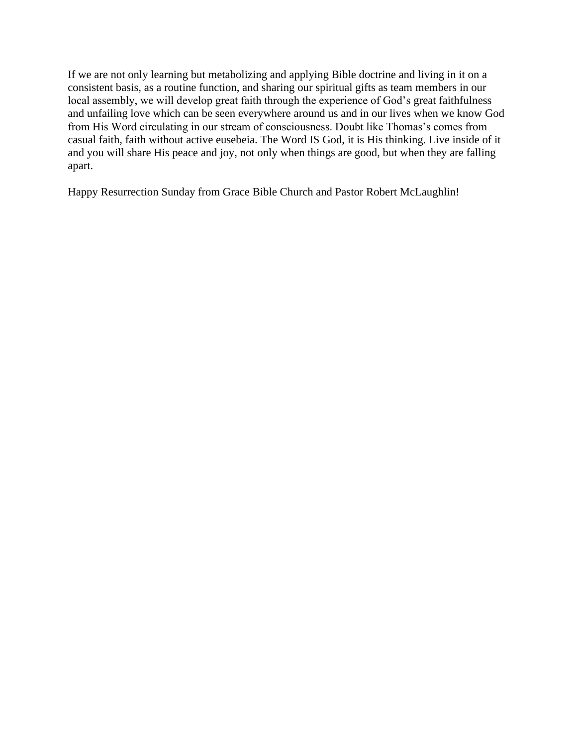If we are not only learning but metabolizing and applying Bible doctrine and living in it on a consistent basis, as a routine function, and sharing our spiritual gifts as team members in our local assembly, we will develop great faith through the experience of God's great faithfulness and unfailing love which can be seen everywhere around us and in our lives when we know God from His Word circulating in our stream of consciousness. Doubt like Thomas's comes from casual faith, faith without active eusebeia. The Word IS God, it is His thinking. Live inside of it and you will share His peace and joy, not only when things are good, but when they are falling apart.

Happy Resurrection Sunday from Grace Bible Church and Pastor Robert McLaughlin!